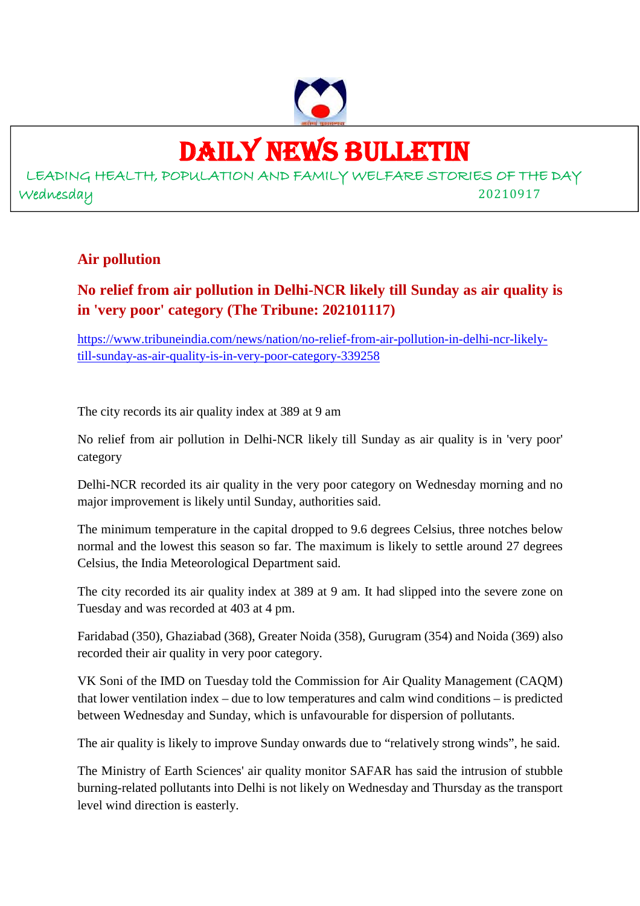# DAILY NEWS BULLETIN

LEADING HEALTH, POPULATION AND FAMILY WELFARE STORIES OF THE DAY

Wednesday 20210917

## Air pollution

### No relief from air pollution in Delhi-NCR likely till Sunday as air quality is in 'very poor' category (The Tribune: 202101117)

https://www.tribuneindia.com/news/nation/no-relief-from-air-pollution-in-delhi-ncr-likely-till-sunday-as-air-quality-is-in-very-poor-category-339258

The city records its air quality index at 389 at 9 am

No relief from air pollution in Delhi-NCR likely till Sunday as air quality is in 'very poor' category

Delhi-NCR recorded its air quality in the very poor category on Wednesday morning and no major improvement is likely until Sunday, authorities said.

The minimum temperature in the capital dropped to 9.6 degrees Celsius, three notches below normal and the lowest this season so far. The maximum is likely to settle around 27 degrees Celsius, the India Meteorological Department said.

The city recorded its air quality index at 389 at 9 am. It had slipped into the severe zone on Tuesday and was recorded at 403 at 4 pm.

Faridabad (350), Ghaziabad (368), Greater Noida (358), Gurugram (354) and Noida (369) also recorded their air quality in very poor category.

VK Soni of the IMD on Tuesday told the Commission for Air Quality Management (CAQM) that lower ventilation index – due to low temperatures and calm wind conditions – is predicted between Wednesday and Sunday, which is unfavourable for dispersion of pollutants.

The air quality is likely to improve Sunday onwards due to "relatively strong winds", he said.

The Ministry of Earth Sciences' air quality monitor SAFAR has said the intrusion of stubble burning-related pollutants into Delhi is not likely on Wednesday and Thursday as the transport level wind direction is easterly.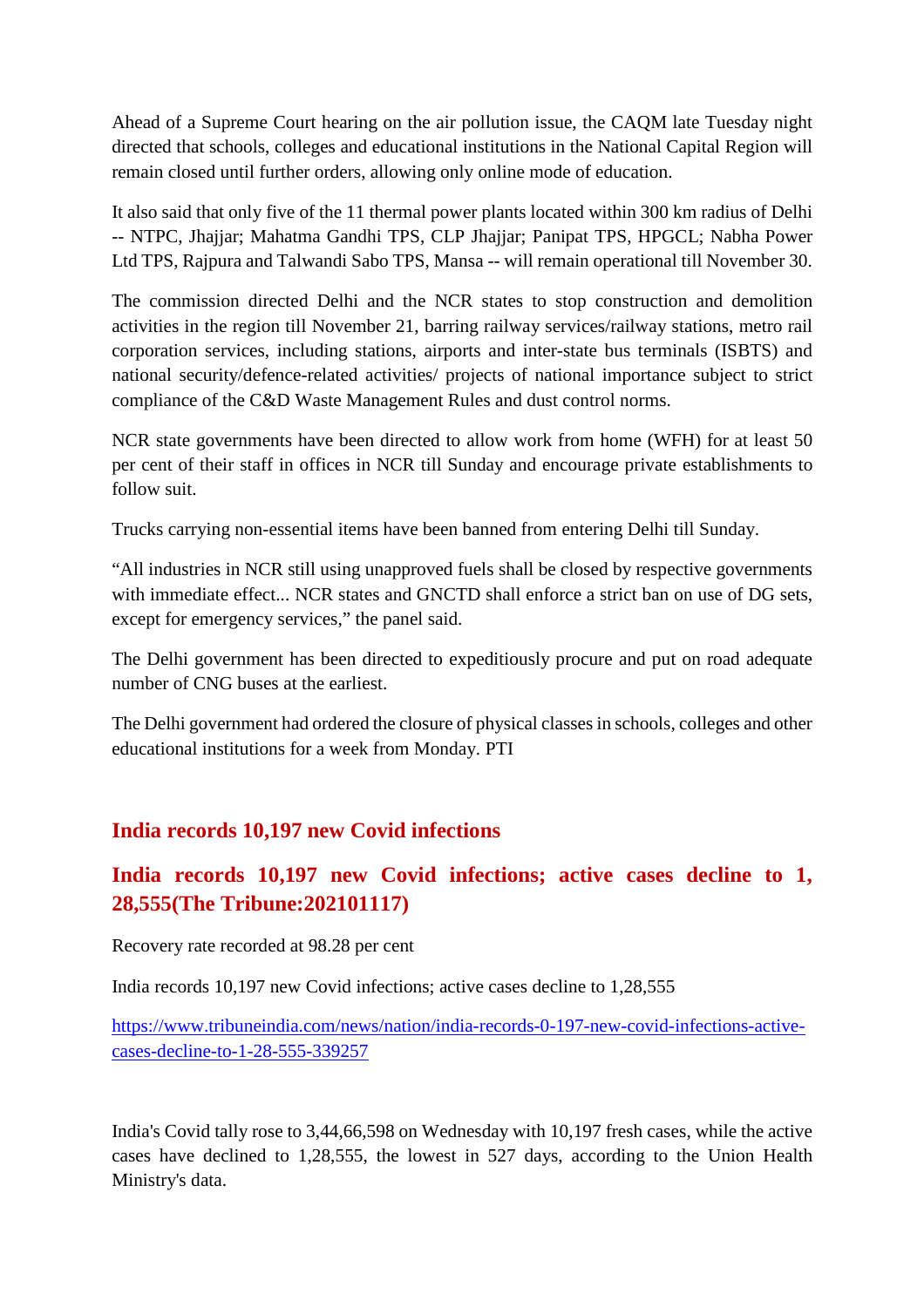Ahead of a Supreme Court hearing on the air pollution issue, the CAQM late Tuesday night directed that schools, colleges and educational institutions in the National Capital Region will remain closed until further orders, allowing only online mode of education.

It also said that only five of the 11 thermal power plants located within 300 km radius of Delhi -- NTPC, Jhajjar; Mahatma Gandhi TPS, CLP Jhajjar; Panipat TPS, HPGCL; Nabha Power Ltd TPS, Rajpura and Talwandi Sabo TPS, Mansa -- will remain operational till November 30.

The commission directed Delhi and the NCR states to stop construction and demolition activities in the region till November 21, barring railway services/railway stations, metro rail corporation services, including stations, airports and inter-state bus terminals (ISBTS) and national security/defence-related activities/ projects of national importance subject to strict compliance of the C&D Waste Management Rules and dust control norms.

NCR state governments have been directed to allow work from home (WFH) for at least 50 per cent of their staff in offices in NCR till Sunday and encourage private establishments to follow suit.

Trucks carrying non-essential items have been banned from entering Delhi till Sunday.

"All industries in NCR still using unapproved fuels shall be closed by respective governments with immediate effect... NCR states and GNCTD shall enforce a strict ban on use of DG sets, except for emergency services," the panel said.

The Delhi government has been directed to expeditiously procure and put on road adequate number of CNG buses at the earliest.

The Delhi government had ordered the closure of physical classes in schools, colleges and other educational institutions for a week from Monday. PTI

## India records 10,197 new Covid infections

## India records 10,197 new Covid infections; active cases decline to 1, 28,555(The Tribune:202101117)

Recovery rate recorded at 98.28 per cent

India records 10,197 new Covid infections; active cases decline to 1,28,555

https://www.tribuneindia.com/news/nation/india-records-0-197-new-covid-infections-active-cases-decline-to-1-28-555-339257

India's Covid tally rose to 3,44,66,598 on Wednesday with 10,197 fresh cases, while the active cases have declined to 1,28,555, the lowest in 527 days, according to the Union Health Ministry's data.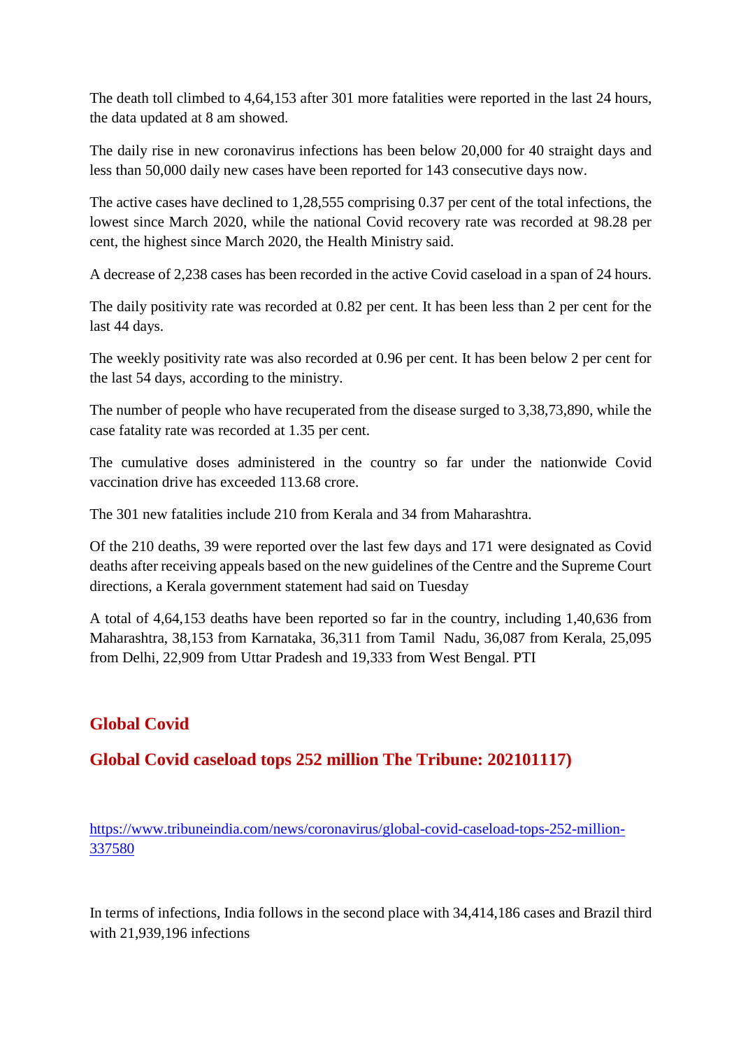The death toll climbed to 4,64,153 after 301 more fatalities were reported in the last 24 hours, the data updated at 8 am showed.

The daily rise in new coronavirus infections has been below 20,000 for 40 straight days and less than 50,000 daily new cases have been reported for 143 consecutive days now.

The active cases have declined to 1,28,555 comprising 0.37 per cent of the total infections, the lowest since March 2020, while the national Covid recovery rate was recorded at 98.28 per cent, the highest since March 2020, the Health Ministry said.

A decrease of 2,238 cases has been recorded in the active Covid caseload in a span of 24 hours.

The daily positivity rate was recorded at 0.82 per cent. It has been less than 2 per cent for the last 44 days.

The weekly positivity rate was also recorded at 0.96 per cent. It has been below 2 per cent for the last 54 days, according to the ministry.

The number of people who have recuperated from the disease surged to 3,38,73,890, while the case fatality rate was recorded at 1.35 per cent.

The cumulative doses administered in the country so far under the nationwide Covid vaccination drive has exceeded 113.68 crore.

The 301 new fatalities include 210 from Kerala and 34 from Maharashtra.

Of the 210 deaths, 39 were reported over the last few days and 171 were designated as Covid deaths after receiving appeals based on the new guidelines of the Centre and the Supreme Court directions, a Kerala government statement had said on Tuesday

A total of 4,64,153 deaths have been reported so far in the country, including 1,40,636 from Maharashtra, 38,153 from Karnataka, 36,311 from Tamil Nadu, 36,087 from Kerala, 25,095 from Delhi, 22,909 from Uttar Pradesh and 19,333 from West Bengal. PTI

## Global Covid

## Global Covid caseload tops 252 million The Tribune: 202101117)

https://www.tribuneindia.com/news/coronavirus/global-covid-caseload-tops-252-million-337580

In terms of infections, India follows in the second place with 34,414,186 cases and Brazil third with 21,939,196 infections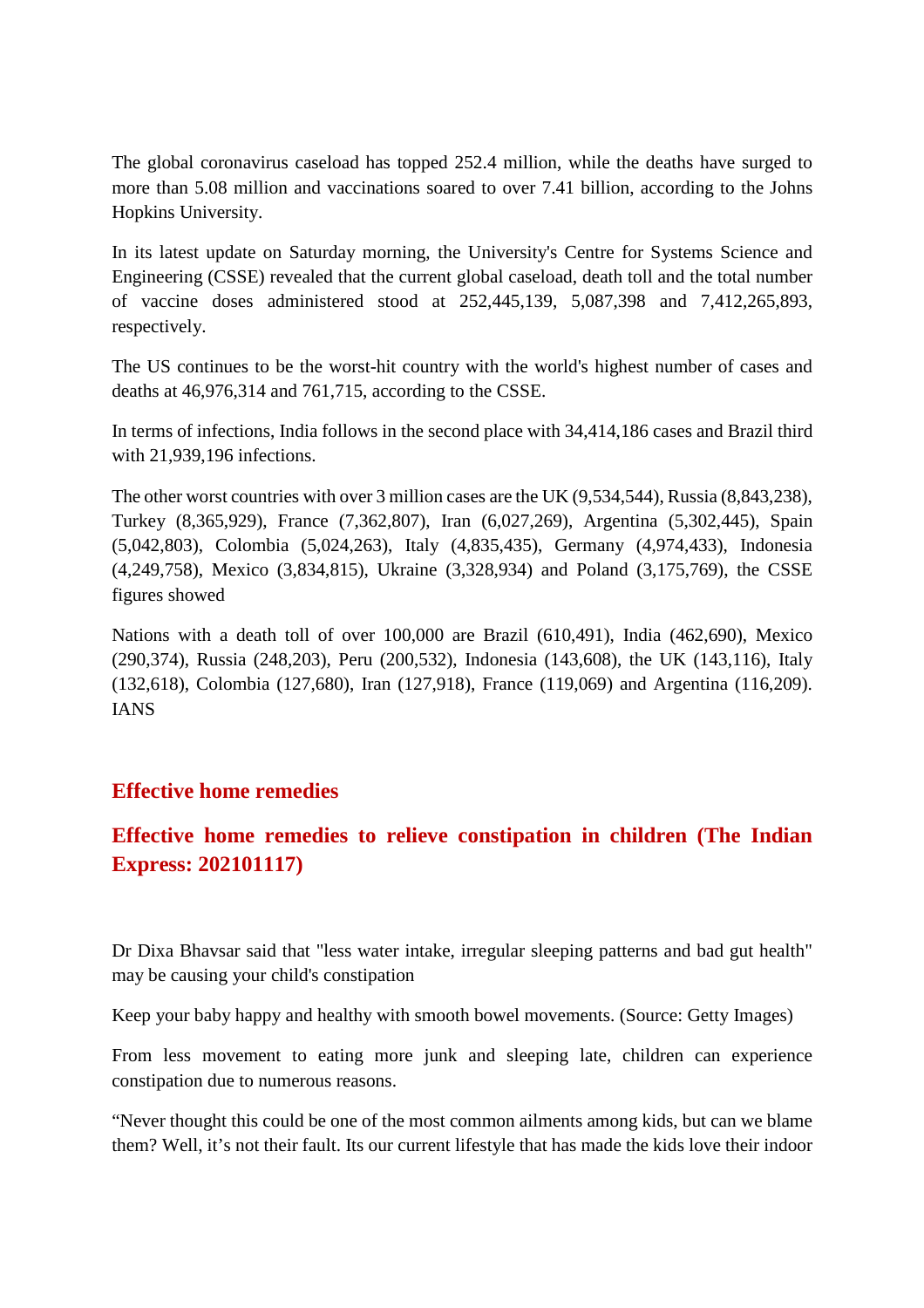The global coronavirus caseload has topped 252.4 million, while the deaths have surged to more than 5.08 million and vaccinations soared to over 7.41 billion, according to the Johns Hopkins University.

In its latest update on Saturday morning, the University's Centre for Systems Science and Engineering (CSSE) revealed that the current global caseload, death toll and the total number of vaccine doses administered stood at 252,445,139, 5,087,398 and 7,412,265,893, respectively.

The US continues to be the worst-hit country with the world's highest number of cases and deaths at 46,976,314 and 761,715, according to the CSSE.

In terms of infections, India follows in the second place with 34,414,186 cases and Brazil third with 21,939,196 infections.

The other worst countries with over 3 million cases are the UK (9,534,544), Russia (8,843,238), Turkey (8,365,929), France (7,362,807), Iran (6,027,269), Argentina (5,302,445), Spain (5,042,803), Colombia (5,024,263), Italy (4,835,435), Germany (4,974,433), Indonesia (4,249,758), Mexico (3,834,815), Ukraine (3,328,934) and Poland (3,175,769), the CSSE figures showed

Nations with a death toll of over 100,000 are Brazil (610,491), India (462,690), Mexico (290,374), Russia (248,203), Peru (200,532), Indonesia (143,608), the UK (143,116), Italy (132,618), Colombia (127,680), Iran (127,918), France (119,069) and Argentina (116,209). IANS

## Effective home remedies

## Effective home remedies to relieve constipation in children (The Indian Express: 202101117)

Dr Dixa Bhavsar said that "less water intake, irregular sleeping patterns and bad gut health" may be causing your child's constipation

Keep your baby happy and healthy with smooth bowel movements. (Source: Getty Images)

From less movement to eating more junk and sleeping late, children can experience constipation due to numerous reasons.

“Never thought this could be one of the most common ailments among kids, but can we blame them? Well, it’s not their fault. Its our current lifestyle that has made the kids love their indoor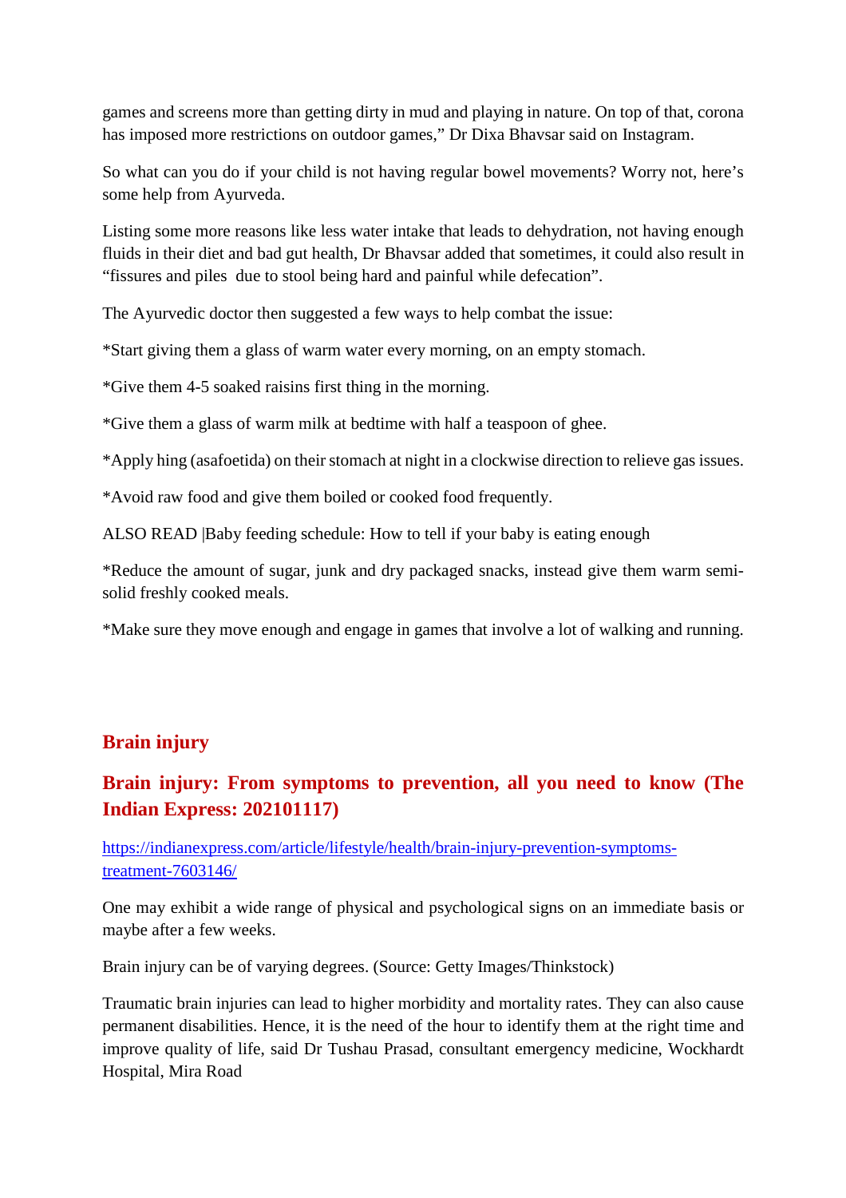games and screens more than getting dirty in mud and playing in nature. On top of that, corona has imposed more restrictions on outdoor games," Dr Dixa Bhavsar said on Instagram.

So what can you do if your child is not having regular bowel movements? Worry not, here's some help from Ayurveda.

Listing some more reasons like less water intake that leads to dehydration, not having enough fluids in their diet and bad gut health, Dr Bhavsar added that sometimes, it could also result in "fissures and piles due to stool being hard and painful while defecation".

The Ayurvedic doctor then suggested a few ways to help combat the issue:

*Start giving them a glass of warm water every morning, on an empty stomach.

*Give them 4-5 soaked raisins first thing in the morning.

*Give them a glass of warm milk at bedtime with half a teaspoon of ghee.

*Apply hing (asafoetida) on their stomach at night in a clockwise direction to relieve gas issues.

*Avoid raw food and give them boiled or cooked food frequently.

ALSO READ |Baby feeding schedule: How to tell if your baby is eating enough

*Reduce the amount of sugar, junk and dry packaged snacks, instead give them warm semi-solid freshly cooked meals.

*Make sure they move enough and engage in games that involve a lot of walking and running.

## Brain injury

## Brain injury: From symptoms to prevention, all you need to know (The Indian Express: 202101117)

https://indianexpress.com/article/lifestyle/health/brain-injury-prevention-symptoms-treatment-7603146/

One may exhibit a wide range of physical and psychological signs on an immediate basis or maybe after a few weeks.

Brain injury can be of varying degrees. (Source: Getty Images/Thinkstock)

Traumatic brain injuries can lead to higher morbidity and mortality rates. They can also cause permanent disabilities. Hence, it is the need of the hour to identify them at the right time and improve quality of life, said Dr Tushau Prasad, consultant emergency medicine, Wockhardt Hospital, Mira Road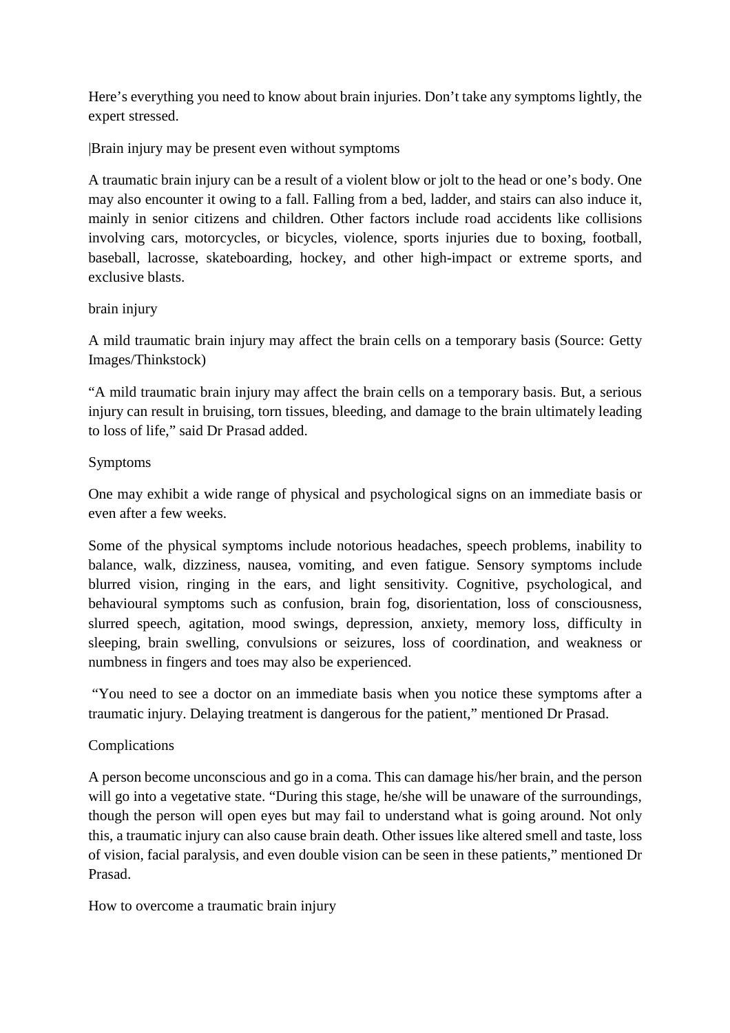Here's everything you need to know about brain injuries. Don't take any symptoms lightly, the expert stressed.

|Brain injury may be present even without symptoms

A traumatic brain injury can be a result of a violent blow or jolt to the head or one's body. One may also encounter it owing to a fall. Falling from a bed, ladder, and stairs can also induce it, mainly in senior citizens and children. Other factors include road accidents like collisions involving cars, motorcycles, or bicycles, violence, sports injuries due to boxing, football, baseball, lacrosse, skateboarding, hockey, and other high-impact or extreme sports, and exclusive blasts.

brain injury

A mild traumatic brain injury may affect the brain cells on a temporary basis (Source: Getty Images/Thinkstock)

"A mild traumatic brain injury may affect the brain cells on a temporary basis. But, a serious injury can result in bruising, torn tissues, bleeding, and damage to the brain ultimately leading to loss of life," said Dr Prasad added.

## Symptoms

One may exhibit a wide range of physical and psychological signs on an immediate basis or even after a few weeks.

Some of the physical symptoms include notorious headaches, speech problems, inability to balance, walk, dizziness, nausea, vomiting, and even fatigue. Sensory symptoms include blurred vision, ringing in the ears, and light sensitivity. Cognitive, psychological, and behavioural symptoms such as confusion, brain fog, disorientation, loss of consciousness, slurred speech, agitation, mood swings, depression, anxiety, memory loss, difficulty in sleeping, brain swelling, convulsions or seizures, loss of coordination, and weakness or numbness in fingers and toes may also be experienced.

"You need to see a doctor on an immediate basis when you notice these symptoms after a traumatic injury. Delaying treatment is dangerous for the patient," mentioned Dr Prasad.

## Complications

A person become unconscious and go in a coma. This can damage his/her brain, and the person will go into a vegetative state. "During this stage, he/she will be unaware of the surroundings, though the person will open eyes but may fail to understand what is going around. Not only this, a traumatic injury can also cause brain death. Other issues like altered smell and taste, loss of vision, facial paralysis, and even double vision can be seen in these patients," mentioned Dr Prasad.

## How to overcome a traumatic brain injury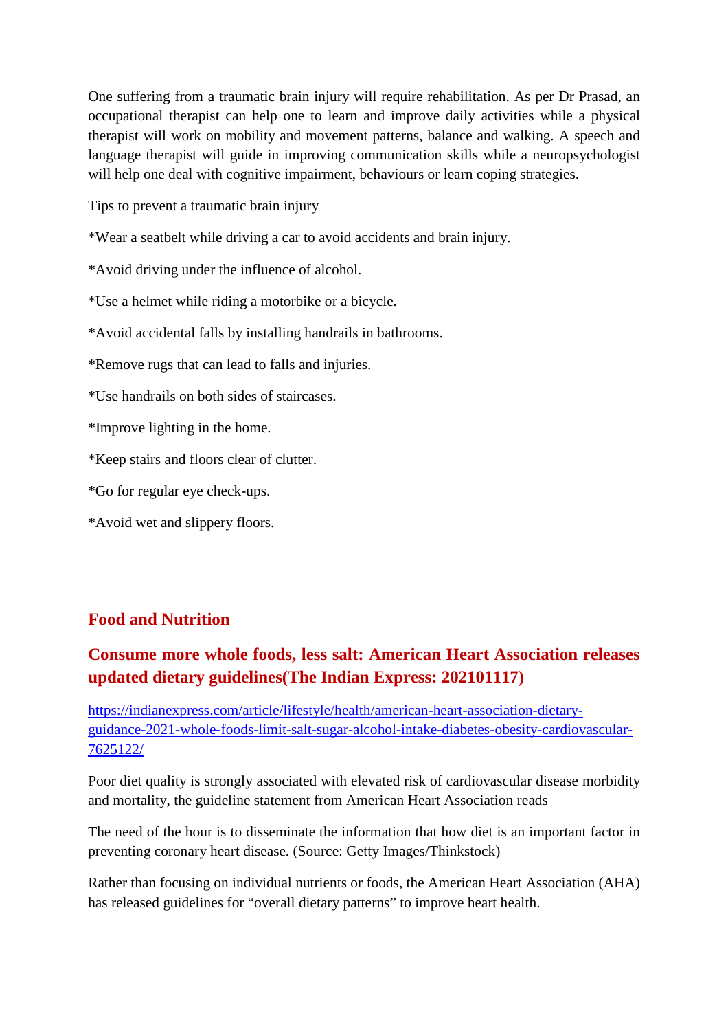One suffering from a traumatic brain injury will require rehabilitation. As per Dr Prasad, an occupational therapist can help one to learn and improve daily activities while a physical therapist will work on mobility and movement patterns, balance and walking. A speech and language therapist will guide in improving communication skills while a neuropsychologist will help one deal with cognitive impairment, behaviours or learn coping strategies.

Tips to prevent a traumatic brain injury

*Wear a seatbelt while driving a car to avoid accidents and brain injury.

*Avoid driving under the influence of alcohol.

*Use a helmet while riding a motorbike or a bicycle.

*Avoid accidental falls by installing handrails in bathrooms.

*Remove rugs that can lead to falls and injuries.

*Use handrails on both sides of staircases.

*Improve lighting in the home.

*Keep stairs and floors clear of clutter.

*Go for regular eye check-ups.

*Avoid wet and slippery floors.

## Food and Nutrition

### Consume more whole foods, less salt: American Heart Association releases updated dietary guidelines(The Indian Express: 202101117)

https://indianexpress.com/article/lifestyle/health/american-heart-association-dietary-guidance-2021-whole-foods-limit-salt-sugar-alcohol-intake-diabetes-obesity-cardiovascular-7625122/

Poor diet quality is strongly associated with elevated risk of cardiovascular disease morbidity and mortality, the guideline statement from American Heart Association reads

The need of the hour is to disseminate the information that how diet is an important factor in preventing coronary heart disease. (Source: Getty Images/Thinkstock)

Rather than focusing on individual nutrients or foods, the American Heart Association (AHA) has released guidelines for "overall dietary patterns" to improve heart health.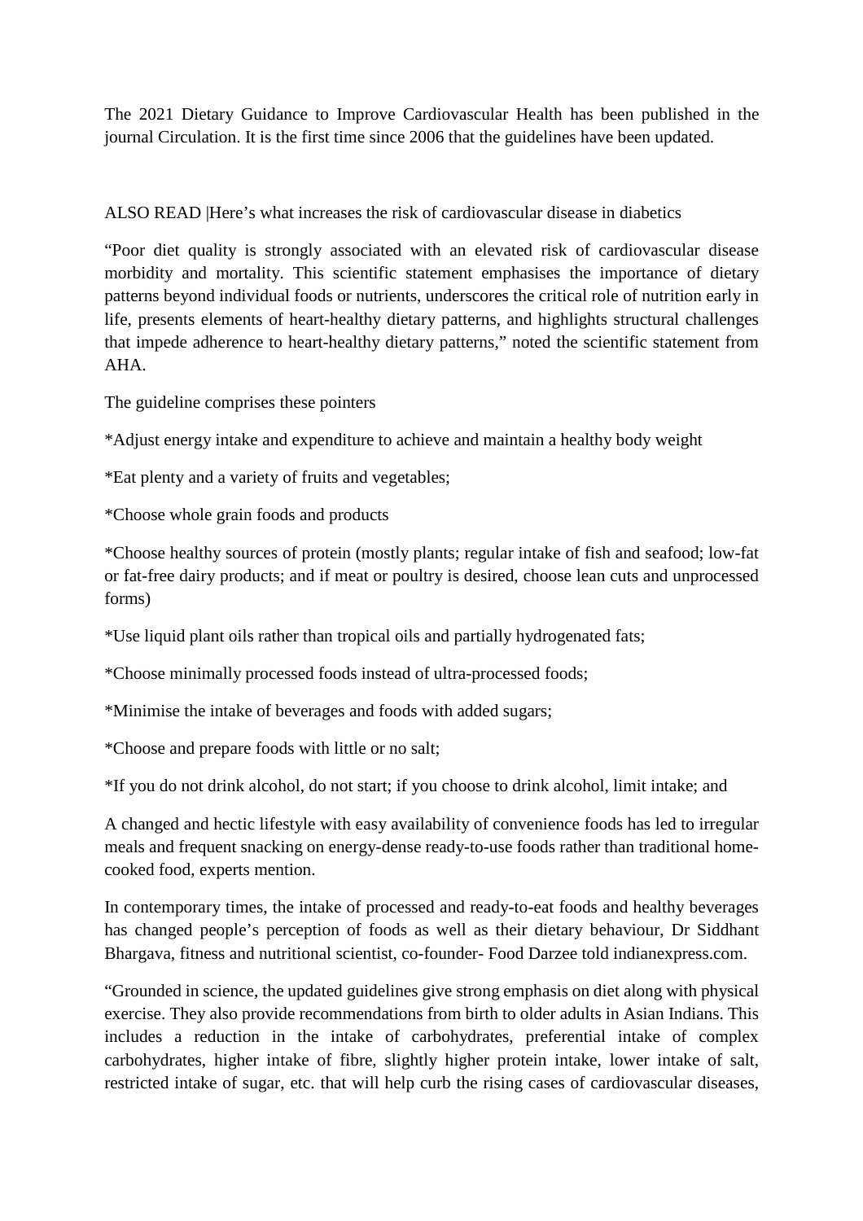The 2021 Dietary Guidance to Improve Cardiovascular Health has been published in the journal Circulation. It is the first time since 2006 that the guidelines have been updated.

ALSO READ |Here's what increases the risk of cardiovascular disease in diabetics

"Poor diet quality is strongly associated with an elevated risk of cardiovascular disease morbidity and mortality. This scientific statement emphasises the importance of dietary patterns beyond individual foods or nutrients, underscores the critical role of nutrition early in life, presents elements of heart-healthy dietary patterns, and highlights structural challenges that impede adherence to heart-healthy dietary patterns," noted the scientific statement from AHA.

The guideline comprises these pointers

*Adjust energy intake and expenditure to achieve and maintain a healthy body weight

*Eat plenty and a variety of fruits and vegetables;

*Choose whole grain foods and products

*Choose healthy sources of protein (mostly plants; regular intake of fish and seafood; low-fat or fat-free dairy products; and if meat or poultry is desired, choose lean cuts and unprocessed forms)

*Use liquid plant oils rather than tropical oils and partially hydrogenated fats;

*Choose minimally processed foods instead of ultra-processed foods;

*Minimise the intake of beverages and foods with added sugars;

*Choose and prepare foods with little or no salt;

*If you do not drink alcohol, do not start; if you choose to drink alcohol, limit intake; and

A changed and hectic lifestyle with easy availability of convenience foods has led to irregular meals and frequent snacking on energy-dense ready-to-use foods rather than traditional home-cooked food, experts mention.

In contemporary times, the intake of processed and ready-to-eat foods and healthy beverages has changed people's perception of foods as well as their dietary behaviour, Dr Siddhant Bhargava, fitness and nutritional scientist, co-founder- Food Darzee told indianexpress.com.

"Grounded in science, the updated guidelines give strong emphasis on diet along with physical exercise. They also provide recommendations from birth to older adults in Asian Indians. This includes a reduction in the intake of carbohydrates, preferential intake of complex carbohydrates, higher intake of fibre, slightly higher protein intake, lower intake of salt, restricted intake of sugar, etc. that will help curb the rising cases of cardiovascular diseases,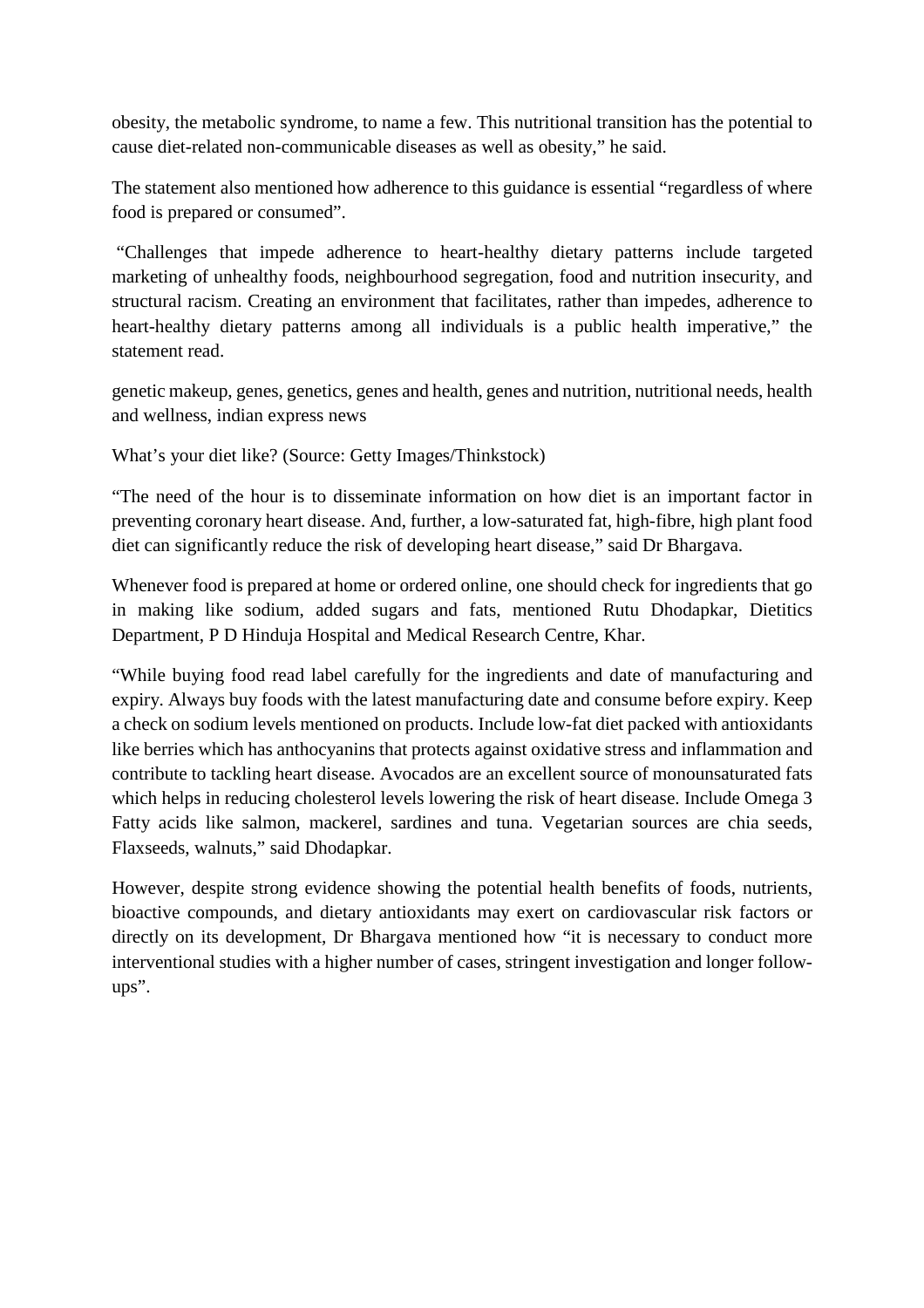obesity, the metabolic syndrome, to name a few. This nutritional transition has the potential to cause diet-related non-communicable diseases as well as obesity," he said.

The statement also mentioned how adherence to this guidance is essential "regardless of where food is prepared or consumed".

"Challenges that impede adherence to heart-healthy dietary patterns include targeted marketing of unhealthy foods, neighbourhood segregation, food and nutrition insecurity, and structural racism. Creating an environment that facilitates, rather than impedes, adherence to heart-healthy dietary patterns among all individuals is a public health imperative," the statement read.

genetic makeup, genes, genetics, genes and health, genes and nutrition, nutritional needs, health and wellness, indian express news

What's your diet like? (Source: Getty Images/Thinkstock)

"The need of the hour is to disseminate information on how diet is an important factor in preventing coronary heart disease. And, further, a low-saturated fat, high-fibre, high plant food diet can significantly reduce the risk of developing heart disease," said Dr Bhargava.

Whenever food is prepared at home or ordered online, one should check for ingredients that go in making like sodium, added sugars and fats, mentioned Rutu Dhodapkar, Dietitics Department, P D Hinduja Hospital and Medical Research Centre, Khar.

"While buying food read label carefully for the ingredients and date of manufacturing and expiry. Always buy foods with the latest manufacturing date and consume before expiry. Keep a check on sodium levels mentioned on products. Include low-fat diet packed with antioxidants like berries which has anthocyanins that protects against oxidative stress and inflammation and contribute to tackling heart disease. Avocados are an excellent source of monounsaturated fats which helps in reducing cholesterol levels lowering the risk of heart disease. Include Omega 3 Fatty acids like salmon, mackerel, sardines and tuna. Vegetarian sources are chia seeds, Flaxseeds, walnuts," said Dhodapkar.

However, despite strong evidence showing the potential health benefits of foods, nutrients, bioactive compounds, and dietary antioxidants may exert on cardiovascular risk factors or directly on its development, Dr Bhargava mentioned how "it is necessary to conduct more interventional studies with a higher number of cases, stringent investigation and longer follow-ups".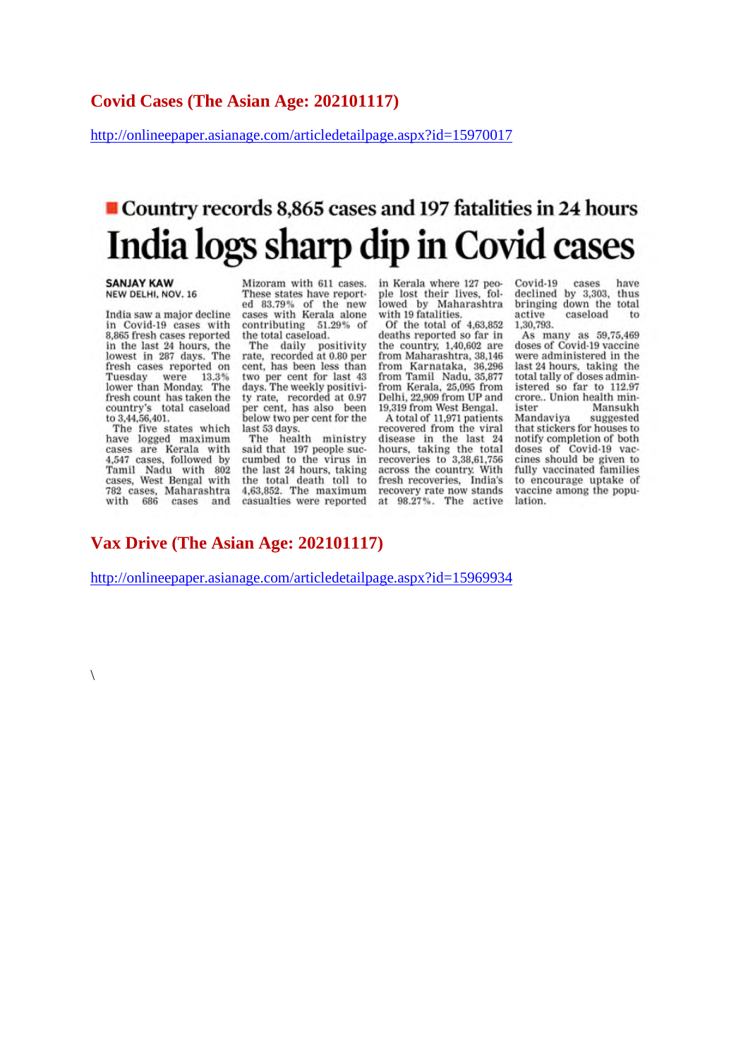## Covid Cases (The Asian Age: 202101117)

http://onlineepaper.asianage.com/articledetailpage.aspx?id=15970017

### Country records 8,865 cases and 197 fatalities in 24 hours

# India logs sharp dip in Covid cases

**SANJAY KAW**
NEW DELHI, NOV. 16

India saw a major decline in Covid-19 cases with 8,865 fresh cases reported in the last 24 hours, the lowest in 287 days. The fresh cases reported on Tuesday were 13.3% lower than Monday. The fresh count has taken the country's total caseload to 3,44,56,401.

The five states which have logged maximum cases are Kerala with 4,547 cases, followed by Tamil Nadu with 802 cases, West Bengal with 782 cases, Maharashtra with 686 cases and Mizoram with 611 cases. These states have reported 83.79% of the new cases with Kerala alone contributing 51.29% of the total caseload.

The daily positivity rate, recorded at 0.80 per cent, has been less than two per cent for last 43 days. The weekly positivity rate, recorded at 0.97 per cent, has also been below two per cent for the last 53 days.

The health ministry said that 197 people succumbed to the virus in the last 24 hours, taking the total death toll to 4,63,852. The maximum casualties were reported in Kerala where 127 people lost their lives, followed by Maharashtra with 19 fatalities.

Of the total of 4,63,852 deaths reported so far in the country, 1,40,602 are from Maharashtra, 38,146 from Karnataka, 36,296 from Tamil Nadu, 35,877 from Kerala, 25,095 from Delhi, 22,909 from UP and 19,319 from West Bengal.

A total of 11,971 patients recovered from the viral disease in the last 24 hours, taking the total recoveries to 3,38,61,756 across the country. With fresh recoveries, India's recovery rate now stands at 98.27%. The active Covid-19 cases have declined by 3,303, thus bringing down the total active caseload to 1,30,793.

As many as 59,75,469 doses of Covid-19 vaccine were administered in the last 24 hours, taking the total tally of doses administered so far to 112.97 crore.. Union health minister Mansukh Mandaviya suggested that stickers for houses to notify completion of both doses of Covid-19 vaccines should be given to fully vaccinated families to encourage uptake of vaccine among the population.

## Vax Drive (The Asian Age: 202101117)

http://onlineepaper.asianage.com/articledetailpage.aspx?id=15969934

\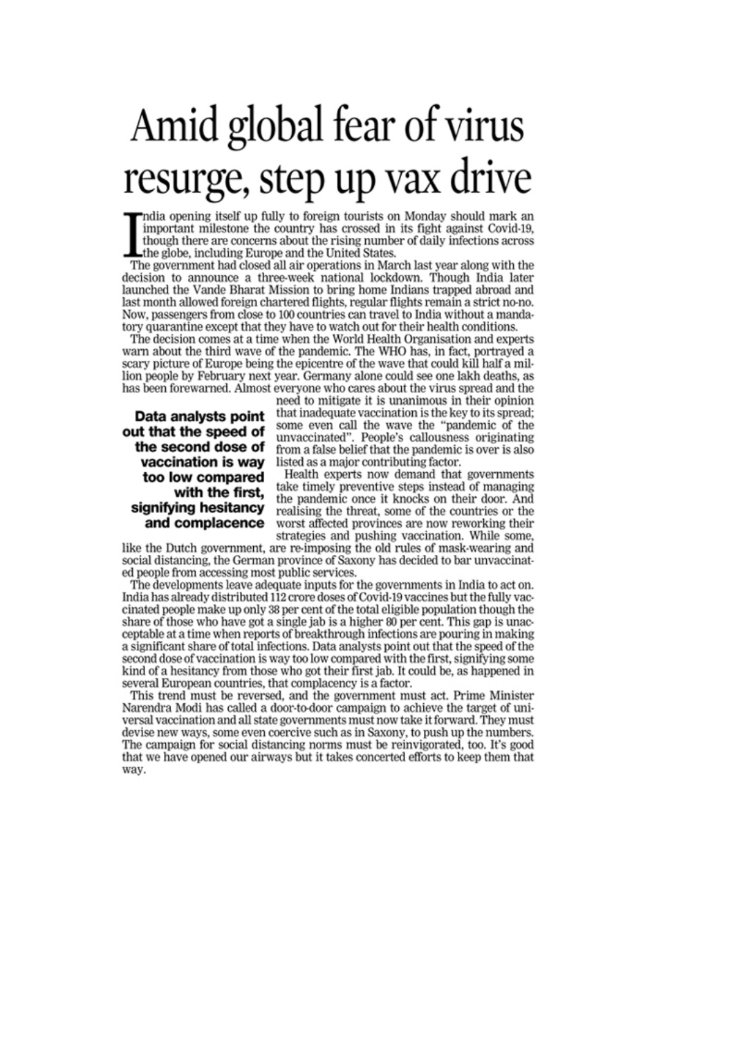# Amid global fear of virus resurge, step up vax drive

India opening itself up fully to foreign tourists on Monday should mark an important milestone the country has crossed in its fight against Covid-19, though there are concerns about the rising number of daily infections across the globe, including Europe and the United States.

The government had closed all air operations in March last year along with the decision to announce a three-week national lockdown. Though India later launched the Vande Bharat Mission to bring home Indians trapped abroad and last month allowed foreign chartered flights, regular flights remain a strict no-no. Now, passengers from close to 100 countries can travel to India without a mandatory quarantine except that they have to watch out for their health conditions.

The decision comes at a time when the World Health Organisation and experts warn about the third wave of the pandemic. The WHO has, in fact, portrayed a scary picture of Europe being the epicentre of the wave that could kill half a million people by February next year. Germany alone could see one lakh deaths, as has been forewarned. Almost everyone who cares about the virus spread and the need to mitigate it is unanimous in their opinion that inadequate vaccination is the key to its spread; some even call the wave the "pandemic of the unvaccinated". People's callousness originating from a false belief that the pandemic is over is also listed as a major contributing factor.

**Data analysts point out that the speed of the second dose of vaccination is way too low compared with the first, signifying hesitancy and complacence**

Health experts now demand that governments take timely preventive steps instead of managing the pandemic once it knocks on their door. And realising the threat, some of the countries or the worst affected provinces are now reworking their strategies and pushing vaccination. While some, like the Dutch government, are re-imposing the old rules of mask-wearing and social distancing, the German province of Saxony has decided to bar unvaccinated people from accessing most public services.

The developments leave adequate inputs for the governments in India to act on. India has already distributed 112 crore doses of Covid-19 vaccines but the fully vaccinated people make up only 38 per cent of the total eligible population though the share of those who have got a single jab is a higher 80 per cent. This gap is unacceptable at a time when reports of breakthrough infections are pouring in making a significant share of total infections. Data analysts point out that the speed of the second dose of vaccination is way too low compared with the first, signifying some kind of a hesitancy from those who got their first jab. It could be, as happened in several European countries, that complacency is a factor.

This trend must be reversed, and the government must act. Prime Minister Narendra Modi has called a door-to-door campaign to achieve the target of universal vaccination and all state governments must now take it forward. They must devise new ways, some even coercive such as in Saxony, to push up the numbers. The campaign for social distancing norms must be reinvigorated, too. It's good that we have opened our airways but it takes concerted efforts to keep them that way.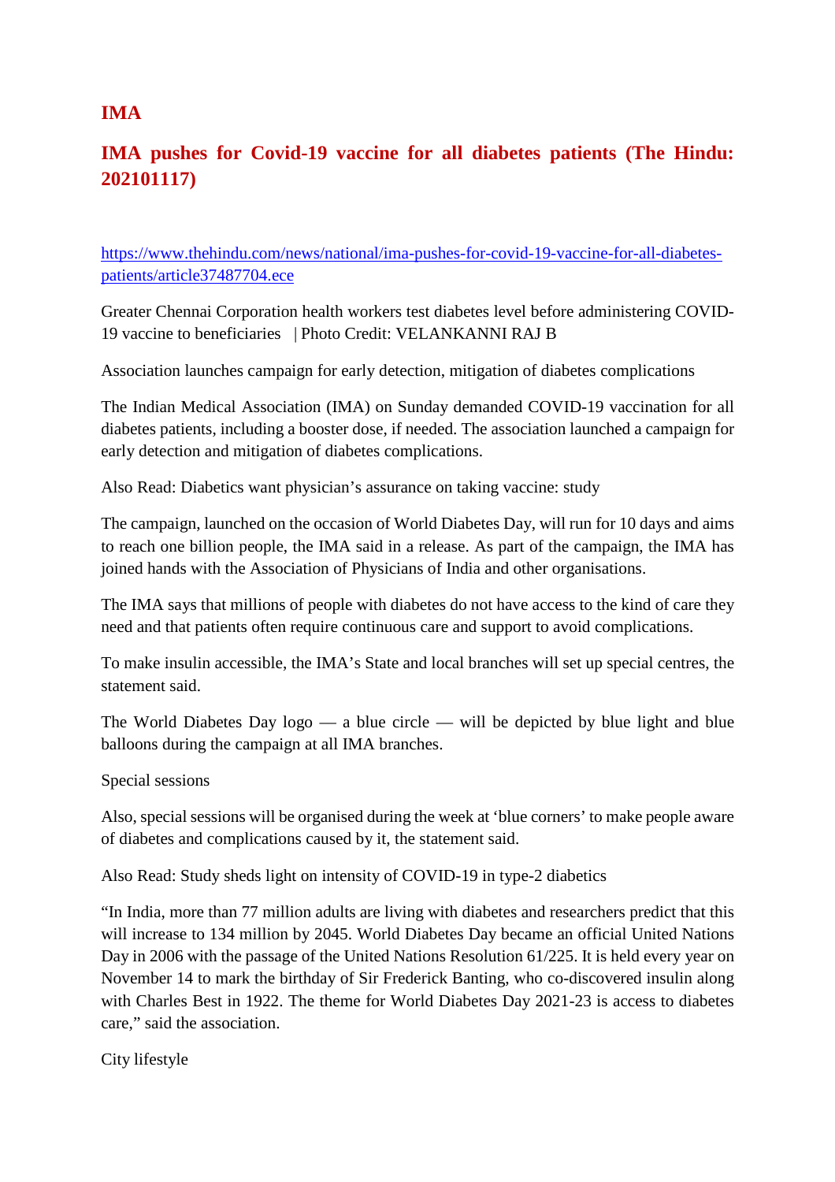## IMA

## IMA pushes for Covid-19 vaccine for all diabetes patients (The Hindu: 202101117)

https://www.thehindu.com/news/national/ima-pushes-for-covid-19-vaccine-for-all-diabetes-patients/article37487704.ece

Greater Chennai Corporation health workers test diabetes level before administering COVID-19 vaccine to beneficiaries | Photo Credit: VELANKANNI RAJ B

Association launches campaign for early detection, mitigation of diabetes complications

The Indian Medical Association (IMA) on Sunday demanded COVID-19 vaccination for all diabetes patients, including a booster dose, if needed. The association launched a campaign for early detection and mitigation of diabetes complications.

Also Read: Diabetics want physician's assurance on taking vaccine: study

The campaign, launched on the occasion of World Diabetes Day, will run for 10 days and aims to reach one billion people, the IMA said in a release. As part of the campaign, the IMA has joined hands with the Association of Physicians of India and other organisations.

The IMA says that millions of people with diabetes do not have access to the kind of care they need and that patients often require continuous care and support to avoid complications.

To make insulin accessible, the IMA's State and local branches will set up special centres, the statement said.

The World Diabetes Day logo — a blue circle — will be depicted by blue light and blue balloons during the campaign at all IMA branches.

Special sessions

Also, special sessions will be organised during the week at 'blue corners' to make people aware of diabetes and complications caused by it, the statement said.

Also Read: Study sheds light on intensity of COVID-19 in type-2 diabetics

"In India, more than 77 million adults are living with diabetes and researchers predict that this will increase to 134 million by 2045. World Diabetes Day became an official United Nations Day in 2006 with the passage of the United Nations Resolution 61/225. It is held every year on November 14 to mark the birthday of Sir Frederick Banting, who co-discovered insulin along with Charles Best in 1922. The theme for World Diabetes Day 2021-23 is access to diabetes care," said the association.

City lifestyle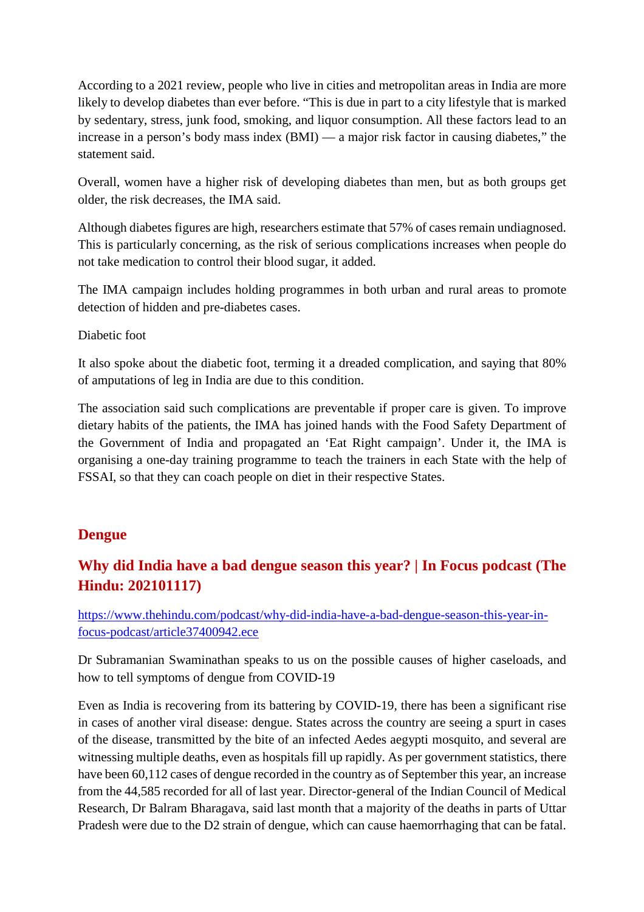According to a 2021 review, people who live in cities and metropolitan areas in India are more likely to develop diabetes than ever before. "This is due in part to a city lifestyle that is marked by sedentary, stress, junk food, smoking, and liquor consumption. All these factors lead to an increase in a person's body mass index (BMI) — a major risk factor in causing diabetes," the statement said.

Overall, women have a higher risk of developing diabetes than men, but as both groups get older, the risk decreases, the IMA said.

Although diabetes figures are high, researchers estimate that 57% of cases remain undiagnosed. This is particularly concerning, as the risk of serious complications increases when people do not take medication to control their blood sugar, it added.

The IMA campaign includes holding programmes in both urban and rural areas to promote detection of hidden and pre-diabetes cases.

Diabetic foot

It also spoke about the diabetic foot, terming it a dreaded complication, and saying that 80% of amputations of leg in India are due to this condition.

The association said such complications are preventable if proper care is given. To improve dietary habits of the patients, the IMA has joined hands with the Food Safety Department of the Government of India and propagated an 'Eat Right campaign'. Under it, the IMA is organising a one-day training programme to teach the trainers in each State with the help of FSSAI, so that they can coach people on diet in their respective States.

## Dengue

### Why did India have a bad dengue season this year? | In Focus podcast (The Hindu: 202101117)

https://www.thehindu.com/podcast/why-did-india-have-a-bad-dengue-season-this-year-in-focus-podcast/article37400942.ece

Dr Subramanian Swaminathan speaks to us on the possible causes of higher caseloads, and how to tell symptoms of dengue from COVID-19

Even as India is recovering from its battering by COVID-19, there has been a significant rise in cases of another viral disease: dengue. States across the country are seeing a spurt in cases of the disease, transmitted by the bite of an infected Aedes aegypti mosquito, and several are witnessing multiple deaths, even as hospitals fill up rapidly. As per government statistics, there have been 60,112 cases of dengue recorded in the country as of September this year, an increase from the 44,585 recorded for all of last year. Director-general of the Indian Council of Medical Research, Dr Balram Bharagava, said last month that a majority of the deaths in parts of Uttar Pradesh were due to the D2 strain of dengue, which can cause haemorrhaging that can be fatal.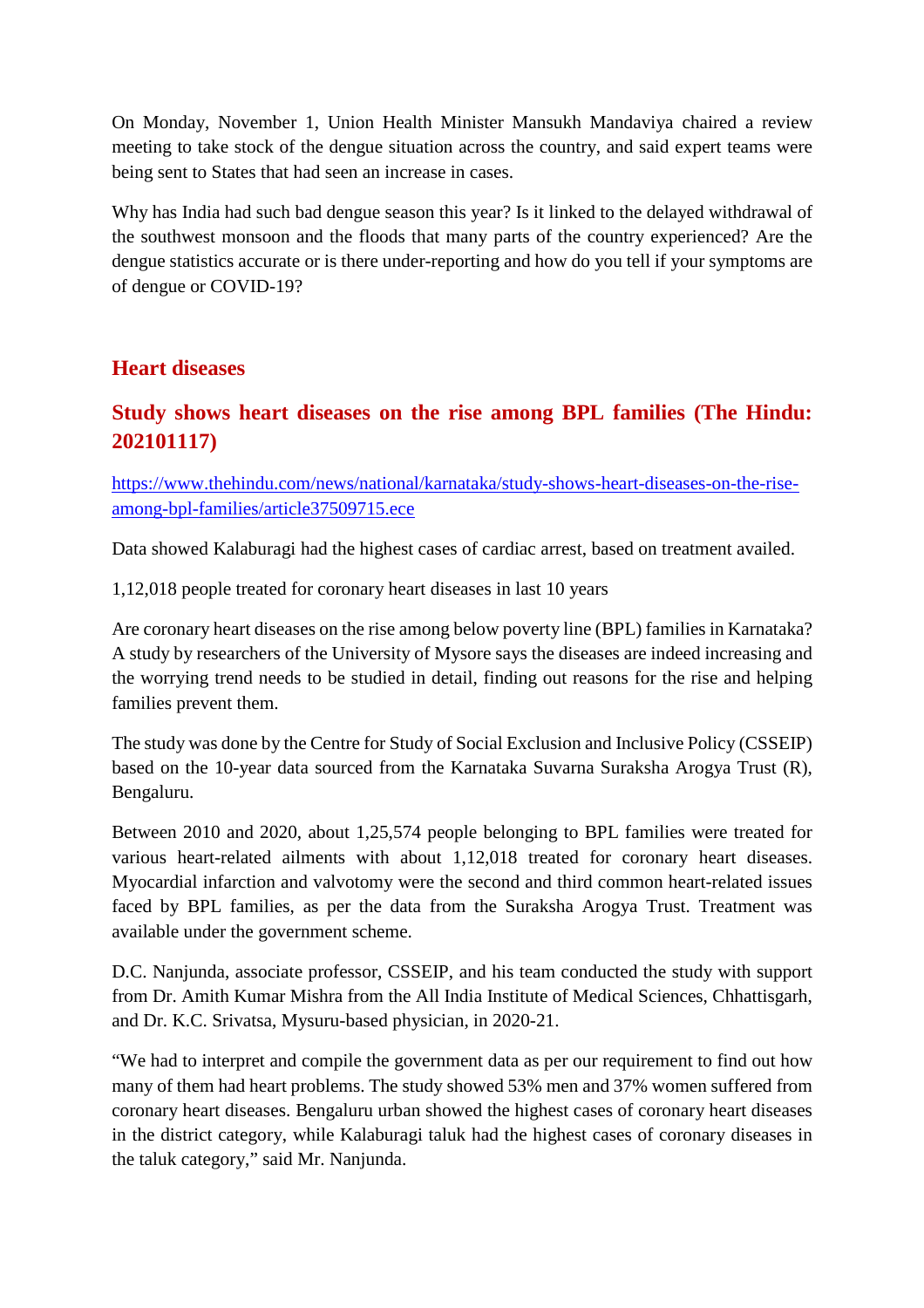On Monday, November 1, Union Health Minister Mansukh Mandaviya chaired a review meeting to take stock of the dengue situation across the country, and said expert teams were being sent to States that had seen an increase in cases.

Why has India had such bad dengue season this year? Is it linked to the delayed withdrawal of the southwest monsoon and the floods that many parts of the country experienced? Are the dengue statistics accurate or is there under-reporting and how do you tell if your symptoms are of dengue or COVID-19?

## Heart diseases

### Study shows heart diseases on the rise among BPL families (The Hindu: 202101117)

https://www.thehindu.com/news/national/karnataka/study-shows-heart-diseases-on-the-rise-among-bpl-families/article37509715.ece

Data showed Kalaburagi had the highest cases of cardiac arrest, based on treatment availed.

1,12,018 people treated for coronary heart diseases in last 10 years

Are coronary heart diseases on the rise among below poverty line (BPL) families in Karnataka? A study by researchers of the University of Mysore says the diseases are indeed increasing and the worrying trend needs to be studied in detail, finding out reasons for the rise and helping families prevent them.

The study was done by the Centre for Study of Social Exclusion and Inclusive Policy (CSSEIP) based on the 10-year data sourced from the Karnataka Suvarna Suraksha Arogya Trust (R), Bengaluru.

Between 2010 and 2020, about 1,25,574 people belonging to BPL families were treated for various heart-related ailments with about 1,12,018 treated for coronary heart diseases. Myocardial infarction and valvotomy were the second and third common heart-related issues faced by BPL families, as per the data from the Suraksha Arogya Trust. Treatment was available under the government scheme.

D.C. Nanjunda, associate professor, CSSEIP, and his team conducted the study with support from Dr. Amith Kumar Mishra from the All India Institute of Medical Sciences, Chhattisgarh, and Dr. K.C. Srivatsa, Mysuru-based physician, in 2020-21.

"We had to interpret and compile the government data as per our requirement to find out how many of them had heart problems. The study showed 53% men and 37% women suffered from coronary heart diseases. Bengaluru urban showed the highest cases of coronary heart diseases in the district category, while Kalaburagi taluk had the highest cases of coronary diseases in the taluk category," said Mr. Nanjunda.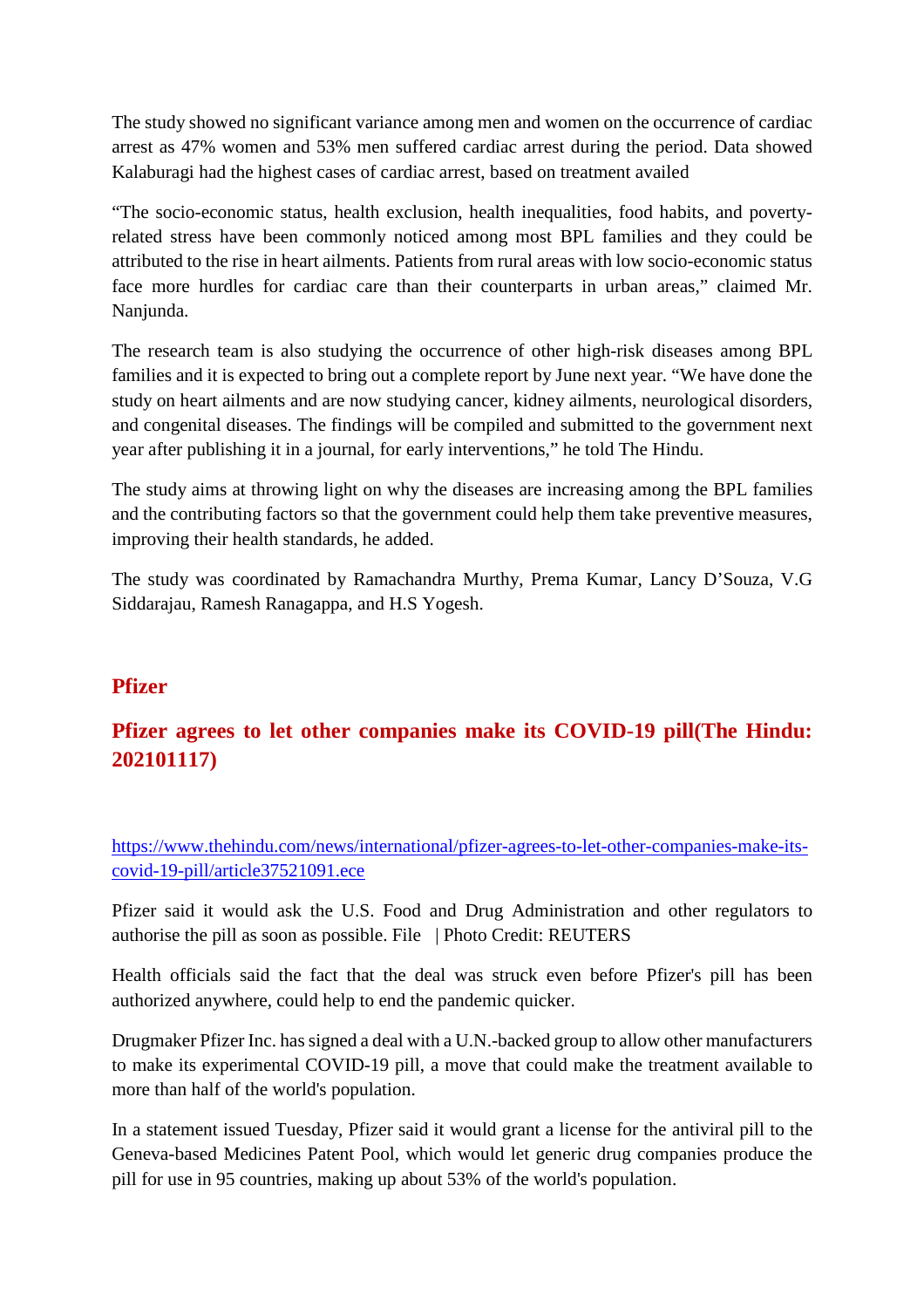The study showed no significant variance among men and women on the occurrence of cardiac arrest as 47% women and 53% men suffered cardiac arrest during the period. Data showed Kalaburagi had the highest cases of cardiac arrest, based on treatment availed

"The socio-economic status, health exclusion, health inequalities, food habits, and poverty-related stress have been commonly noticed among most BPL families and they could be attributed to the rise in heart ailments. Patients from rural areas with low socio-economic status face more hurdles for cardiac care than their counterparts in urban areas," claimed Mr. Nanjunda.

The research team is also studying the occurrence of other high-risk diseases among BPL families and it is expected to bring out a complete report by June next year. "We have done the study on heart ailments and are now studying cancer, kidney ailments, neurological disorders, and congenital diseases. The findings will be compiled and submitted to the government next year after publishing it in a journal, for early interventions," he told The Hindu.

The study aims at throwing light on why the diseases are increasing among the BPL families and the contributing factors so that the government could help them take preventive measures, improving their health standards, he added.

The study was coordinated by Ramachandra Murthy, Prema Kumar, Lancy D'Souza, V.G Siddarajau, Ramesh Ranagappa, and H.S Yogesh.

## Pfizer

## Pfizer agrees to let other companies make its COVID-19 pill(The Hindu: 202101117)

https://www.thehindu.com/news/international/pfizer-agrees-to-let-other-companies-make-its-covid-19-pill/article37521091.ece

Pfizer said it would ask the U.S. Food and Drug Administration and other regulators to authorise the pill as soon as possible. File | Photo Credit: REUTERS

Health officials said the fact that the deal was struck even before Pfizer's pill has been authorized anywhere, could help to end the pandemic quicker.

Drugmaker Pfizer Inc. has signed a deal with a U.N.-backed group to allow other manufacturers to make its experimental COVID-19 pill, a move that could make the treatment available to more than half of the world's population.

In a statement issued Tuesday, Pfizer said it would grant a license for the antiviral pill to the Geneva-based Medicines Patent Pool, which would let generic drug companies produce the pill for use in 95 countries, making up about 53% of the world's population.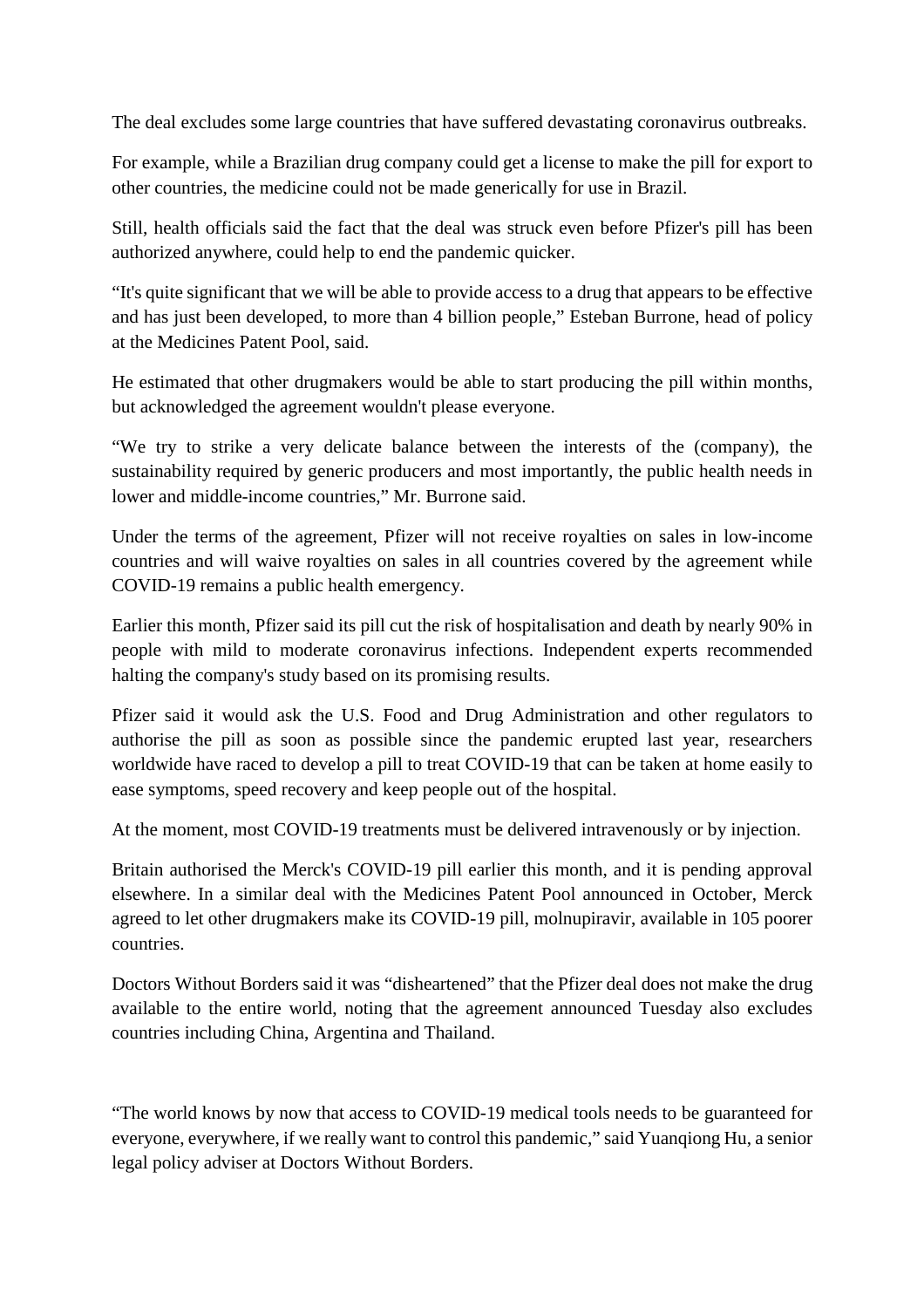The deal excludes some large countries that have suffered devastating coronavirus outbreaks.

For example, while a Brazilian drug company could get a license to make the pill for export to other countries, the medicine could not be made generically for use in Brazil.

Still, health officials said the fact that the deal was struck even before Pfizer's pill has been authorized anywhere, could help to end the pandemic quicker.

“It's quite significant that we will be able to provide access to a drug that appears to be effective and has just been developed, to more than 4 billion people,” Esteban Burrone, head of policy at the Medicines Patent Pool, said.

He estimated that other drugmakers would be able to start producing the pill within months, but acknowledged the agreement wouldn't please everyone.

“We try to strike a very delicate balance between the interests of the (company), the sustainability required by generic producers and most importantly, the public health needs in lower and middle-income countries,” Mr. Burrone said.

Under the terms of the agreement, Pfizer will not receive royalties on sales in low-income countries and will waive royalties on sales in all countries covered by the agreement while COVID-19 remains a public health emergency.

Earlier this month, Pfizer said its pill cut the risk of hospitalisation and death by nearly 90% in people with mild to moderate coronavirus infections. Independent experts recommended halting the company's study based on its promising results.

Pfizer said it would ask the U.S. Food and Drug Administration and other regulators to authorise the pill as soon as possible since the pandemic erupted last year, researchers worldwide have raced to develop a pill to treat COVID-19 that can be taken at home easily to ease symptoms, speed recovery and keep people out of the hospital.

At the moment, most COVID-19 treatments must be delivered intravenously or by injection.

Britain authorised the Merck's COVID-19 pill earlier this month, and it is pending approval elsewhere. In a similar deal with the Medicines Patent Pool announced in October, Merck agreed to let other drugmakers make its COVID-19 pill, molnupiravir, available in 105 poorer countries.

Doctors Without Borders said it was “disheartened” that the Pfizer deal does not make the drug available to the entire world, noting that the agreement announced Tuesday also excludes countries including China, Argentina and Thailand.

“The world knows by now that access to COVID-19 medical tools needs to be guaranteed for everyone, everywhere, if we really want to control this pandemic,” said Yuanqiong Hu, a senior legal policy adviser at Doctors Without Borders.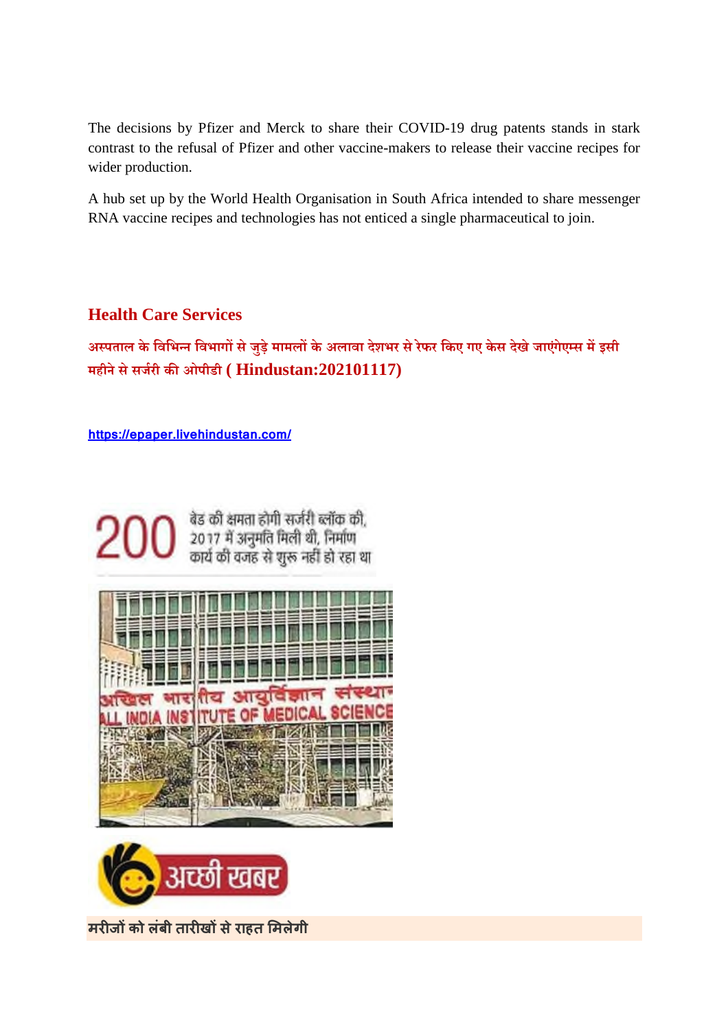The decisions by Pfizer and Merck to share their COVID-19 drug patents stands in stark contrast to the refusal of Pfizer and other vaccine-makers to release their vaccine recipes for wider production.

A hub set up by the World Health Organisation in South Africa intended to share messenger RNA vaccine recipes and technologies has not enticed a single pharmaceutical to join.

## Health Care Services

**अस्पताल के विभिन्न विभागों से जुड़े मामलों के अलावा देशभर से रेफर किए गए केस देखे जाएंगेएम्स में इसी महीने से सर्जरी की ओपीडी ( Hindustan:202101117)**

https://epaper.livehindustan.com/

200 बेड की क्षमता होगी सर्जरी ब्लॉक की, 2017 में अनुमति मिली थी, निर्माण कार्य की वजह से शुरू नहीं हो रहा था

अखिल भारतीय आयुर्विज्ञान संस्थान
ALL INDIA INSTITUTE OF MEDICAL SCIENCES

अच्छी खबर

**मरीजों को लंबी तारीखों से राहत मिलेगी**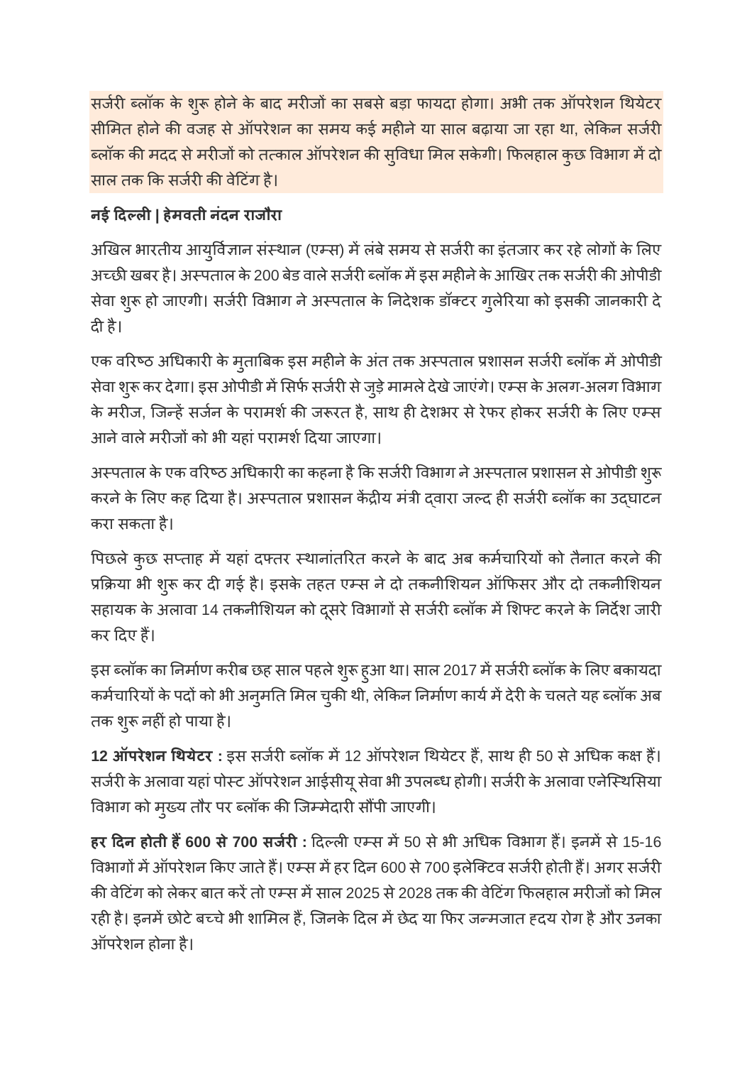सर्जरी ब्लॉक के शुरू होने के बाद मरीजों का सबसे बड़ा फायदा होगा। अभी तक ऑपरेशन थियेटर सीमित होने की वजह से ऑपरेशन का समय कई महीने या साल बढ़ाया जा रहा था, लेकिन सर्जरी ब्लॉक की मदद से मरीजों को तत्काल ऑपरेशन की सुविधा मिल सकेगी। फिलहाल कुछ विभाग में दो साल तक कि सर्जरी की वेटिंग है।

**नई दिल्ली | हेमवती नंदन राजौरा**

अखिल भारतीय आयुर्विज्ञान संस्थान (एम्स) में लंबे समय से सर्जरी का इंतजार कर रहे लोगों के लिए अच्छी खबर है। अस्पताल के 200 बेड वाले सर्जरी ब्लॉक में इस महीने के आखिर तक सर्जरी की ओपीडी सेवा शुरू हो जाएगी। सर्जरी विभाग ने अस्पताल के निदेशक डॉक्टर गुलेरिया को इसकी जानकारी दे दी है।

एक वरिष्ठ अधिकारी के मुताबिक इस महीने के अंत तक अस्पताल प्रशासन सर्जरी ब्लॉक में ओपीडी सेवा शुरू कर देगा। इस ओपीडी में सिर्फ सर्जरी से जुड़े मामले देखे जाएंगे। एम्स के अलग-अलग विभाग के मरीज, जिन्हें सर्जन के परामर्श की जरूरत है, साथ ही देशभर से रेफर होकर सर्जरी के लिए एम्स आने वाले मरीजों को भी यहां परामर्श दिया जाएगा।

अस्पताल के एक वरिष्ठ अधिकारी का कहना है कि सर्जरी विभाग ने अस्पताल प्रशासन से ओपीडी शुरू करने के लिए कह दिया है। अस्पताल प्रशासन केंद्रीय मंत्री द्वारा जल्द ही सर्जरी ब्लॉक का उद्घाटन करा सकता है।

पिछले कुछ सप्ताह में यहां दफ्तर स्थानांतरित करने के बाद अब कर्मचारियों को तैनात करने की प्रक्रिया भी शुरू कर दी गई है। इसके तहत एम्स ने दो तकनीशियन ऑफिसर और दो तकनीशियन सहायक के अलावा 14 तकनीशियन को दूसरे विभागों से सर्जरी ब्लॉक में शिफ्ट करने के निर्देश जारी कर दिए हैं।

इस ब्लॉक का निर्माण करीब छह साल पहले शुरू हुआ था। साल 2017 में सर्जरी ब्लॉक के लिए बकायदा कर्मचारियों के पदों को भी अनुमति मिल चुकी थी, लेकिन निर्माण कार्य में देरी के चलते यह ब्लॉक अब तक शुरू नहीं हो पाया है।

**12 ऑपरेशन थियेटर :** इस सर्जरी ब्लॉक में 12 ऑपरेशन थियेटर हैं, साथ ही 50 से अधिक कक्ष हैं। सर्जरी के अलावा यहां पोस्ट ऑपरेशन आईसीयू सेवा भी उपलब्ध होगी। सर्जरी के अलावा एनेस्थिसिया विभाग को मुख्य तौर पर ब्लॉक की जिम्मेदारी सौंपी जाएगी।

**हर दिन होती हैं 600 से 700 सर्जरी :** दिल्ली एम्स में 50 से भी अधिक विभाग हैं। इनमें से 15-16 विभागों में ऑपरेशन किए जाते हैं। एम्स में हर दिन 600 से 700 इलेक्टिव सर्जरी होती हैं। अगर सर्जरी की वेटिंग को लेकर बात करें तो एम्स में साल 2025 से 2028 तक की वेटिंग फिलहाल मरीजों को मिल रही है। इनमें छोटे बच्चे भी शामिल हैं, जिनके दिल में छेद या फिर जन्मजात हृदय रोग है और उनका ऑपरेशन होना है।